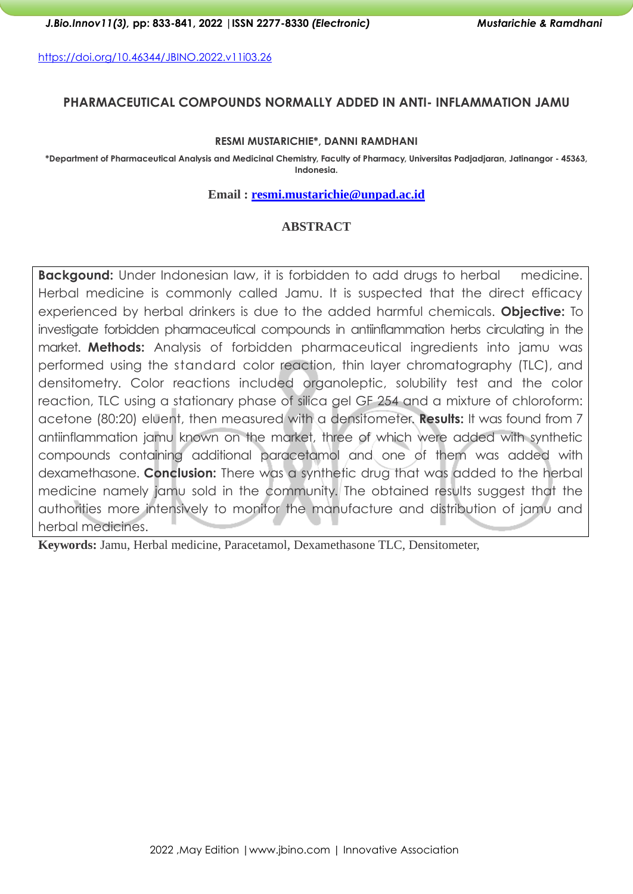https://doi.org/10.46344/JBINO.2022.v11i03.26

# PHARMACEUTICAL COMPOUNDS NORMALLY ADDED IN ANTI- INFLAMMATION JAMU

**RESMI MUSTARICHIE\*, DANNI RAMDHANI**

**\*Department of Pharmaceutical Analysis and Medicinal Chemistry, Faculty of Pharmacy, Universitas Padjadjaran, Jatinangor - 45363, Indonesia.**

**Email : resmi.mustarichie@unpad.ac.id**

## ABSTRACT

**Backgound:** Under Indonesian law, it is forbidden to add drugs to herbal medicine. Herbal medicine is commonly called Jamu. It is suspected that the direct efficacy experienced by herbal drinkers is due to the added harmful chemicals. **Objective:** To investigate forbidden pharmaceutical compounds in antiinflammation herbs circulating in the market. **Methods:** Analysis of forbidden pharmaceutical ingredients into jamu was performed using the standard color reaction, thin layer chromatography (TLC), and densitometry. Color reactions included organoleptic, solubility test and the color reaction, TLC using a stationary phase of silica gel GF 254 and a mixture of chloroform: acetone (80:20) eluent, then measured with a densitometer. **Results:** It was found from 7 antiinflammation jamu known on the market, three of which were added with synthetic compounds containing additional paracetamol and one of them was added with dexamethasone. **Conclusion:** There was a synthetic drug that was added to the herbal medicine namely jamu sold in the community. The obtained results suggest that the authorities more intensively to monitor the manufacture and distribution of jamu and herbal medicines.

**Keywords:** Jamu, Herbal medicine, Paracetamol, Dexamethasone TLC, Densitometer,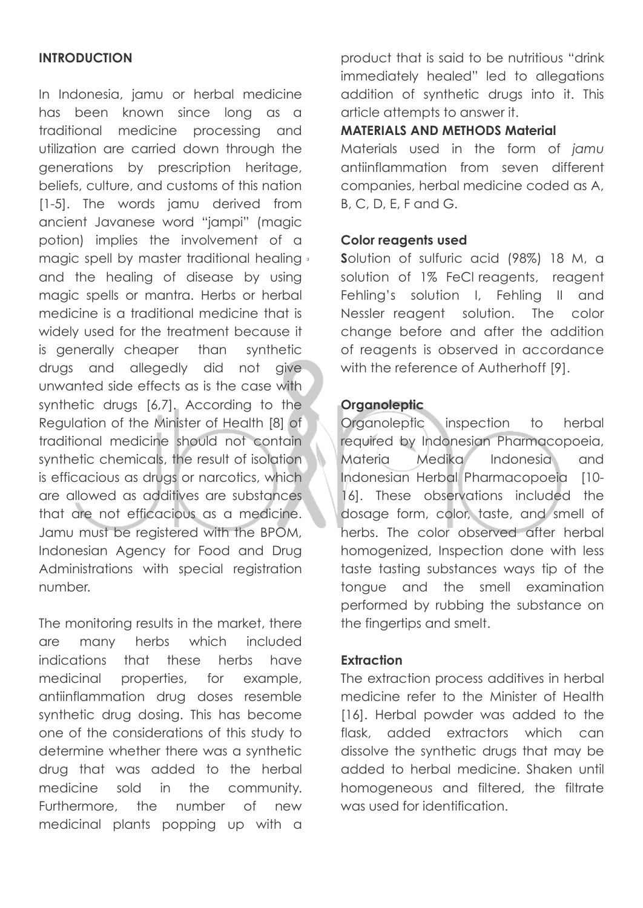## INTRODUCTION

In Indonesia, jamu or herbal medicine has been known since long as a traditional medicine processing and utilization are carried down through the generations by prescription heritage, beliefs, culture, and customs of this nation [1-5]. The words jamu derived from ancient Javanese word "jampi" (magic potion) implies the involvement of a magic spell by master traditional healing and the healing of disease by using magic spells or mantra. Herbs or herbal medicine is a traditional medicine that is widely used for the treatment because it is generally cheaper than synthetic drugs and allegedly did not give unwanted side effects as is the case with synthetic drugs [6,7]. According to the Regulation of the Minister of Health [8] of traditional medicine should not contain synthetic chemicals, the result of isolation is efficacious as drugs or narcotics, which are allowed as additives are substances that are not efficacious as a medicine. Jamu must be registered with the BPOM, Indonesian Agency for Food and Drug Administrations with special registration number.

The monitoring results in the market, there are many herbs which included indications that these herbs have medicinal properties, for example, antiinflammation drug doses resemble synthetic drug dosing. This has become one of the considerations of this study to determine whether there was a synthetic drug that was added to the herbal medicine sold in the community. Furthermore, the number of new medicinal plants popping up with a product that is said to be nutritious "drink immediately healed" led to allegations addition of synthetic drugs into it. This article attempts to answer it.

## MATERIALS AND METHODS Material

Materials used in the form of *jamu* antiinflammation from seven different companies, herbal medicine coded as A, B, C, D, E, F and G.

### Color reagents used

**S**olution of sulfuric acid (98%) 18 M, a solution of 1% FeCl reagents, reagent Fehling's solution I, Fehling II and Nessler reagent solution. The color change before and after the addition of reagents is observed in accordance with the reference of Autherhoff [9].

### Organoleptic

Organoleptic inspection to herbal required by Indonesian Pharmacopoeia, Materia Medika Indonesia and Indonesian Herbal Pharmacopoeia [10-16]. These observations included the dosage form, color, taste, and smell of herbs. The color observed after herbal homogenized, Inspection done with less taste tasting substances ways tip of the tongue and the smell examination performed by rubbing the substance on the fingertips and smelt.

### Extraction

The extraction process additives in herbal medicine refer to the Minister of Health [16]. Herbal powder was added to the flask, added extractors which can dissolve the synthetic drugs that may be added to herbal medicine. Shaken until homogeneous and filtered, the filtrate was used for identification.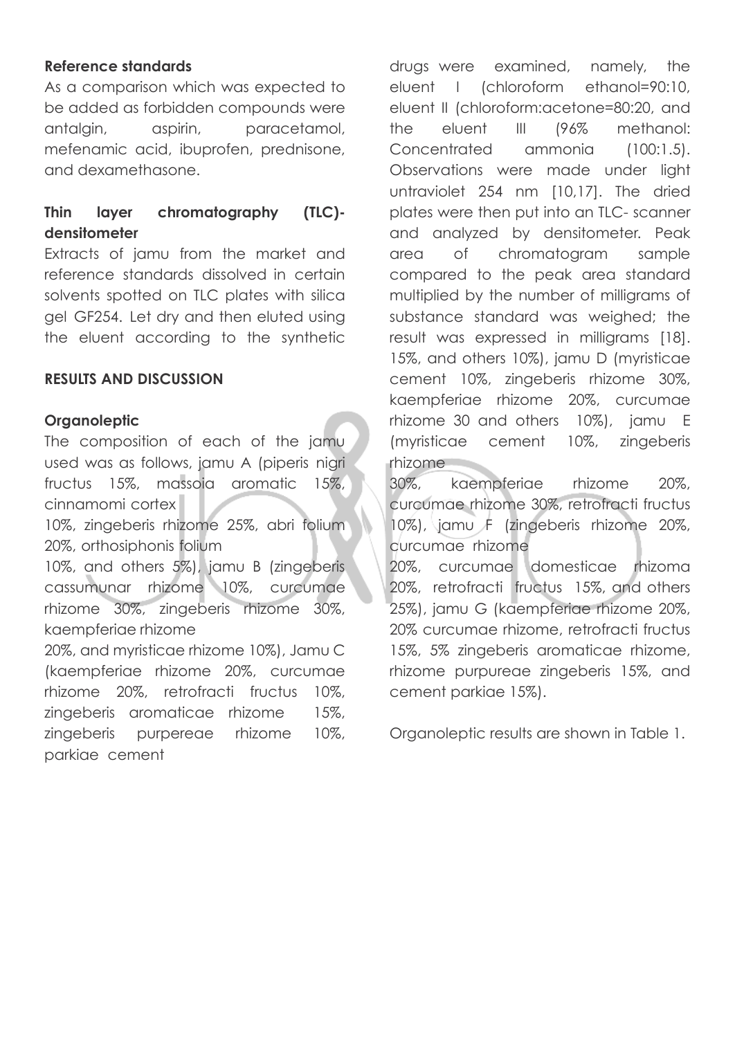#### Reference standards

As a comparison which was expected to be added as forbidden compounds were antalgin, aspirin, paracetamol, mefenamic acid, ibuprofen, prednisone, and dexamethasone.

#### Thin layer chromatography (TLC)-densitometer

Extracts of jamu from the market and reference standards dissolved in certain solvents spotted on TLC plates with silica gel GF254. Let dry and then eluted using the eluent according to the synthetic drugs were examined, namely, the eluent I (chloroform ethanol=90:10, eluent II (chloroform:acetone=80:20, and the eluent III (96% methanol: Concentrated ammonia (100:1.5). Observations were made under light untraviolet 254 nm [10,17]. The dried plates were then put into an TLC- scanner and analyzed by densitometer. Peak area of chromatogram sample compared to the peak area standard multiplied by the number of milligrams of substance standard was weighed; the result was expressed in milligrams [18].

## RESULTS AND DISCUSSION

#### Organoleptic

The composition of each of the jamu used was as follows, jamu A (piperis nigri fructus 15%, massoia aromatic 15%, cinnamomi cortex 10%, zingeberis rhizome 25%, abri folium 20%, orthosiphonis folium 10%, and others 5%), jamu B (zingeberis cassumunar rhizome 10%, curcumae rhizome 30%, zingeberis rhizome 30%, kaempferiae rhizome 20%, and myristicae rhizome 10%), Jamu C (kaempferiae rhizome 20%, curcumae rhizome 20%, retrofracti fructus 10%, zingeberis aromaticae rhizome 15%, zingeberis purpereae rhizome 10%, parkiae cement 15%, and others 10%), jamu D (myristicae cement 10%, zingeberis rhizome 30%, kaempferiae rhizome 20%, curcumae rhizome 30 and others 10%), jamu E (myristicae cement 10%, zingeberis rhizome 30%, kaempferiae rhizome 20%, curcumae rhizome 30%, retrofracti fructus 10%), jamu F (zingeberis rhizome 20%, curcumae rhizome 20%, curcumae domesticae rhizoma 20%, retrofracti fructus 15%, and others 25%), jamu G (kaempferiae rhizome 20%, 20% curcumae rhizome, retrofracti fructus 15%, 5% zingeberis aromaticae rhizome, rhizome purpureae zingeberis 15%, and cement parkiae 15%).

Organoleptic results are shown in Table 1.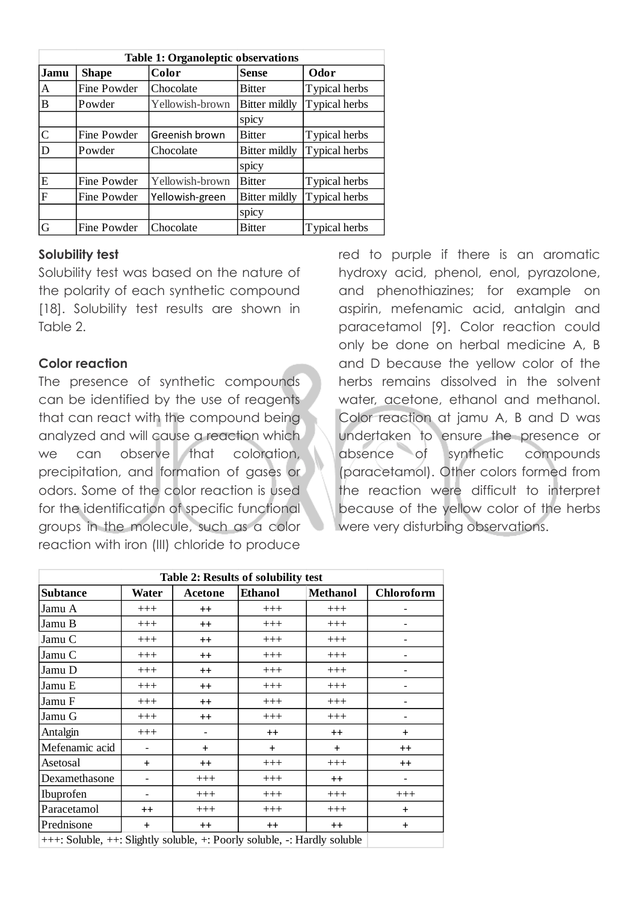**Table 1: Organoleptic observations**

| Jamu | Shape | Color | Sense | Odor |
|---|---|---|---|---|
| A | Fine Powder | Chocolate | Bitter | Typical herbs |
| B | Powder | Yellowish-brown | Bitter mildly spicy | Typical herbs |
| C | Fine Powder | Greenish brown | Bitter | Typical herbs |
| D | Powder | Chocolate | Bitter mildly spicy | Typical herbs |
| E | Fine Powder | Yellowish-brown | Bitter | Typical herbs |
| F | Fine Powder | Yellowish-green | Bitter mildly spicy | Typical herbs |
| G | Fine Powder | Chocolate | Bitter | Typical herbs |

### Solubility test

Solubility test was based on the nature of the polarity of each synthetic compound [18]. Solubility test results are shown in Table 2.

### Color reaction

The presence of synthetic compounds can be identified by the use of reagents that can react with the compound being analyzed and will cause a reaction which we can observe that coloration, precipitation, and formation of gases or odors. Some of the color reaction is used for the identification of specific functional groups in the molecule, such as a color reaction with iron (III) chloride to produce red to purple if there is an aromatic hydroxy acid, phenol, enol, pyrazolone, and phenothiazines; for example on aspirin, mefenamic acid, antalgin and paracetamol [9]. Color reaction could only be done on herbal medicine A, B and D because the yellow color of the herbs remains dissolved in the solvent water, acetone, ethanol and methanol. Color reaction at jamu A, B and D was undertaken to ensure the presence or absence of synthetic compounds (paracetamol). Other colors formed from the reaction were difficult to interpret because of the yellow color of the herbs were very disturbing observations.

**Table 2: Results of solubility test**

| Subtance | Water | Acetone | Ethanol | Methanol | Chloroform |
|---|---|---|---|---|---|
| Jamu A | +++ | ++ | +++ | +++ | - |
| Jamu B | +++ | ++ | +++ | +++ | - |
| Jamu C | +++ | ++ | +++ | +++ | - |
| Jamu C | +++ | ++ | +++ | +++ | - |
| Jamu D | +++ | ++ | +++ | +++ | - |
| Jamu E | +++ | ++ | +++ | +++ | - |
| Jamu F | +++ | ++ | +++ | +++ | - |
| Jamu G | +++ | ++ | +++ | +++ | - |
| Antalgin | +++ | - | ++ | ++ | + |
| Mefenamic acid | - | + | + | + | ++ |
| Asetosal | + | ++ | +++ | +++ | ++ |
| Dexamethasone | - | +++ | +++ | ++ | - |
| Ibuprofen | - | +++ | +++ | +++ | +++ |
| Paracetamol | ++ | +++ | +++ | +++ | + |
| Prednisone | + | ++ | ++ | ++ | + |

+++: Soluble, ++: Slightly soluble, +: Poorly soluble, -: Hardly soluble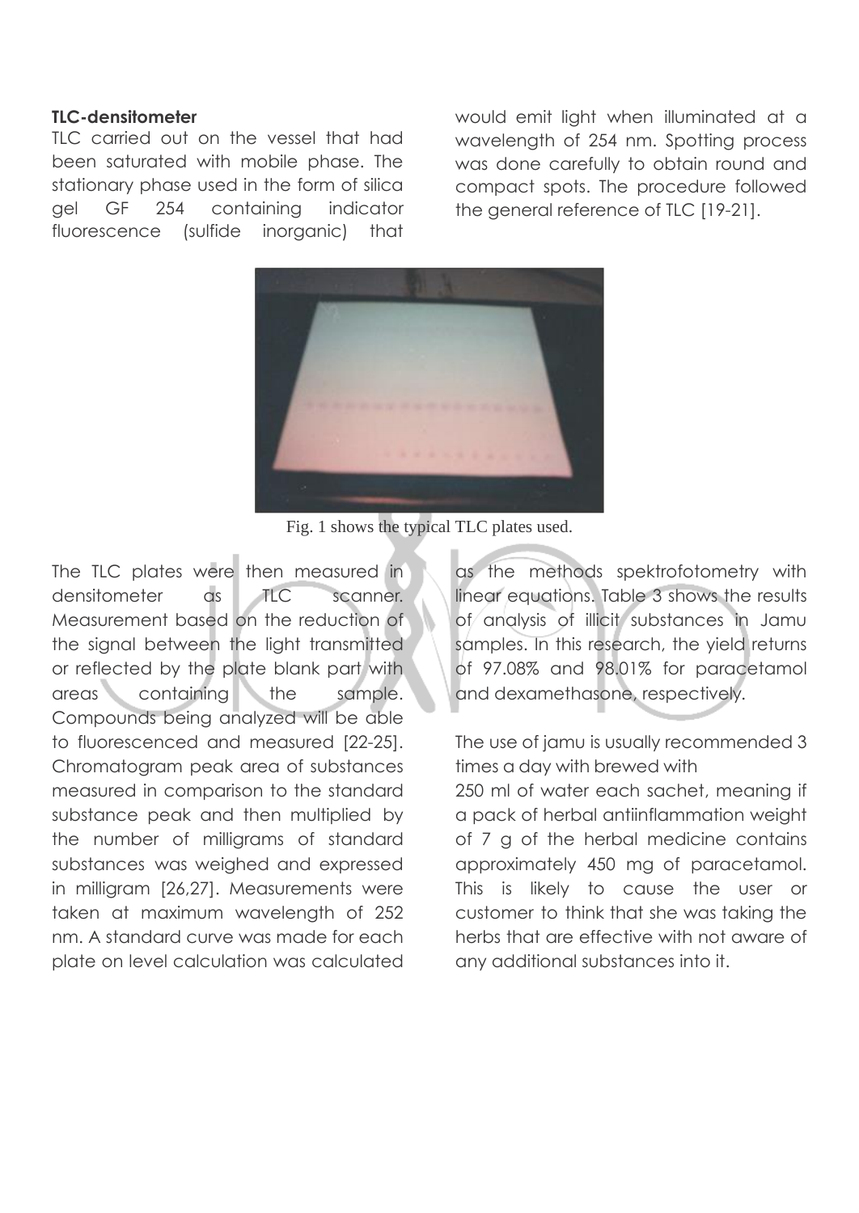**TLC-densitometer**

TLC carried out on the vessel that had been saturated with mobile phase. The stationary phase used in the form of silica gel GF 254 containing indicator fluorescence (sulfide inorganic) that would emit light when illuminated at a wavelength of 254 nm. Spotting process was done carefully to obtain round and compact spots. The procedure followed the general reference of TLC [19-21].

Fig. 1 shows the typical TLC plates used.

The TLC plates were then measured in densitometer as TLC scanner. Measurement based on the reduction of the signal between the light transmitted or reflected by the plate blank part with areas containing the sample. Compounds being analyzed will be able to fluorescenced and measured [22-25]. Chromatogram peak area of substances measured in comparison to the standard substance peak and then multiplied by the number of milligrams of standard substances was weighed and expressed in milligram [26,27]. Measurements were taken at maximum wavelength of 252 nm. A standard curve was made for each plate on level calculation was calculated as the methods spektrofotometry with linear equations. Table 3 shows the results of analysis of illicit substances in Jamu samples. In this research, the yield returns of 97.08% and 98.01% for paracetamol and dexamethasone, respectively.

The use of jamu is usually recommended 3 times a day with brewed with 250 ml of water each sachet, meaning if a pack of herbal antiinflammation weight of 7 g of the herbal medicine contains approximately 450 mg of paracetamol. This is likely to cause the user or customer to think that she was taking the herbs that are effective with not aware of any additional substances into it.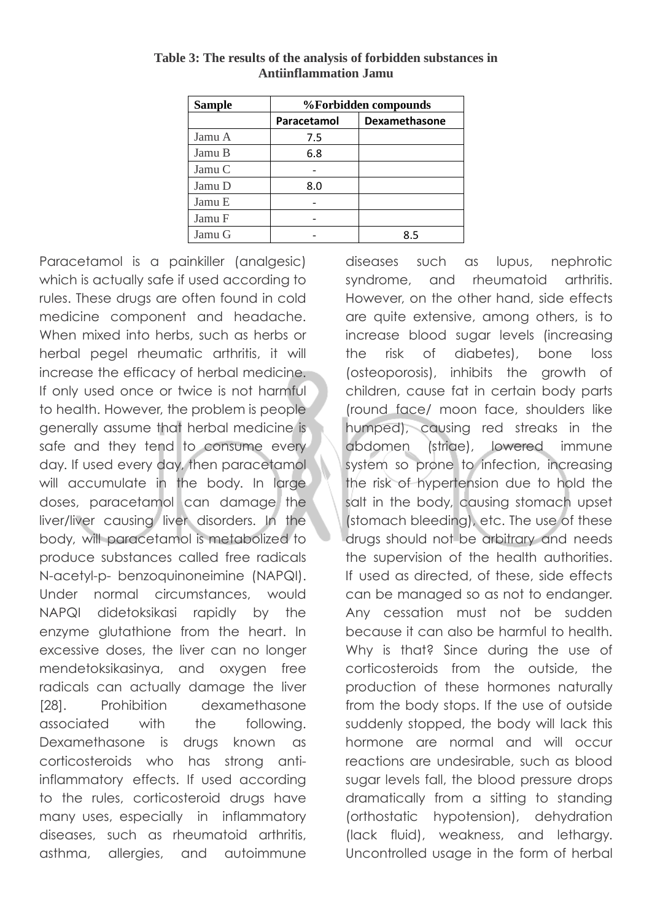**Table 3: The results of the analysis of forbidden substances in Antiinflammation Jamu**

| Sample | %Forbidden compounds | |
|---|---|---|
| | Paracetamol | Dexamethasone |
| Jamu A | 7.5 | |
| Jamu B | 6.8 | |
| Jamu C | - | |
| Jamu D | 8.0 | |
| Jamu E | - | |
| Jamu F | - | |
| Jamu G | - | 8.5 |

Paracetamol is a painkiller (analgesic) which is actually safe if used according to rules. These drugs are often found in cold medicine component and headache. When mixed into herbs, such as herbs or herbal pegel rheumatic arthritis, it will increase the efficacy of herbal medicine. If only used once or twice is not harmful to health. However, the problem is people generally assume that herbal medicine is safe and they tend to consume every day. If used every day, then paracetamol will accumulate in the body. In large doses, paracetamol can damage the liver/liver causing liver disorders. In the body, will paracetamol is metabolized to produce substances called free radicals N-acetyl-p- benzoquinoneimine (NAPQI). Under normal circumstances, would NAPQI didetoksikasi rapidly by the enzyme glutathione from the heart. In excessive doses, the liver can no longer mendetoksikasinya, and oxygen free radicals can actually damage the liver [28]. Prohibition dexamethasone associated with the following. Dexamethasone is drugs known as corticosteroids who has strong anti-inflammatory effects. If used according to the rules, corticosteroid drugs have many uses, especially in inflammatory diseases, such as rheumatoid arthritis, asthma, allergies, and autoimmune diseases such as lupus, nephrotic syndrome, and rheumatoid arthritis. However, on the other hand, side effects are quite extensive, among others, is to increase blood sugar levels (increasing the risk of diabetes), bone loss (osteoporosis), inhibits the growth of children, cause fat in certain body parts (round face/ moon face, shoulders like humped), causing red streaks in the abdomen (striae), lowered immune system so prone to infection, increasing the risk of hypertension due to hold the salt in the body, causing stomach upset (stomach bleeding), etc. The use of these drugs should not be arbitrary and needs the supervision of the health authorities. If used as directed, of these, side effects can be managed so as not to endanger. Any cessation must not be sudden because it can also be harmful to health. Why is that? Since during the use of corticosteroids from the outside, the production of these hormones naturally from the body stops. If the use of outside suddenly stopped, the body will lack this hormone are normal and will occur reactions are undesirable, such as blood sugar levels fall, the blood pressure drops dramatically from a sitting to standing (orthostatic hypotension), dehydration (lack fluid), weakness, and lethargy. Uncontrolled usage in the form of herbal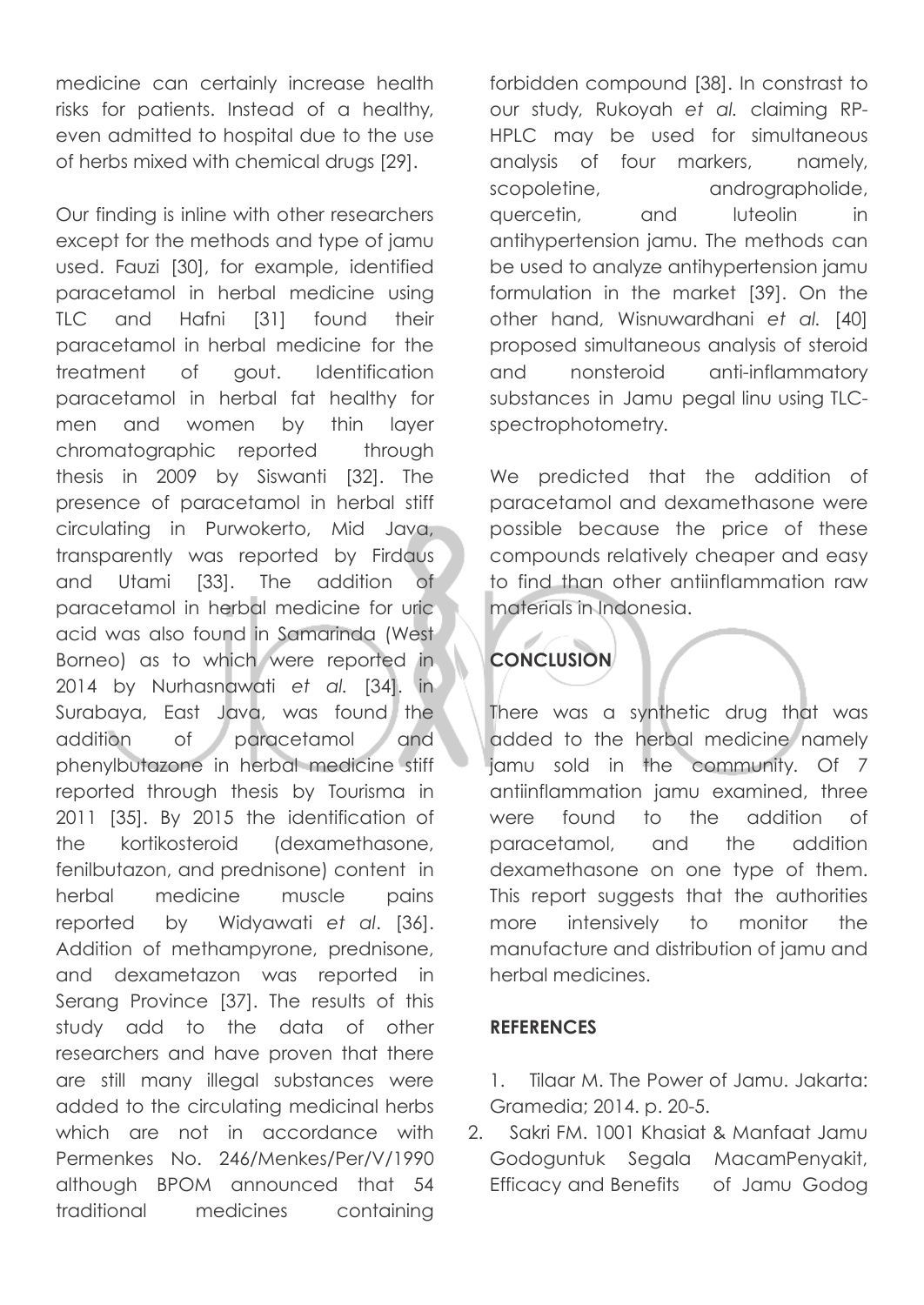medicine can certainly increase health risks for patients. Instead of a healthy, even admitted to hospital due to the use of herbs mixed with chemical drugs [29].

Our finding is inline with other researchers except for the methods and type of jamu used. Fauzi [30], for example, identified paracetamol in herbal medicine using TLC and Hafni [31] found their paracetamol in herbal medicine for the treatment of gout. Identification paracetamol in herbal fat healthy for men and women by thin layer chromatographic reported through thesis in 2009 by Siswanti [32]. The presence of paracetamol in herbal stiff circulating in Purwokerto, Mid Java, transparently was reported by Firdaus and Utami [33]. The addition of paracetamol in herbal medicine for uric acid was also found in Samarinda (West Borneo) as to which were reported in 2014 by Nurhasnawati *et al.* [34]. in Surabaya, East Java, was found the addition of paracetamol and phenylbutazone in herbal medicine stiff reported through thesis by Tourisma in 2011 [35]. By 2015 the identification of the kortikosteroid (dexamethasone, fenilbutazon, and prednisone) content in herbal medicine muscle pains reported by Widyawati *et al*. [36]. Addition of methampyrone, prednisone, and dexametazon was reported in Serang Province [37]. The results of this study add to the data of other researchers and have proven that there are still many illegal substances were added to the circulating medicinal herbs which are not in accordance with Permenkes No. 246/Menkes/Per/V/1990 although BPOM announced that 54 traditional medicines containing forbidden compound [38]. In constrast to our study, Rukoyah *et al.* claiming RP-HPLC may be used for simultaneous analysis of four markers, namely, scopoletine, andrographolide, quercetin, and luteolin in antihypertension jamu. The methods can be used to analyze antihypertension jamu formulation in the market [39]. On the other hand, Wisnuwardhani *et al.* [40] proposed simultaneous analysis of steroid and nonsteroid anti-inflammatory substances in Jamu pegal linu using TLC-spectrophotometry.

We predicted that the addition of paracetamol and dexamethasone were possible because the price of these compounds relatively cheaper and easy to find than other antiinflammation raw materials in Indonesia.

## CONCLUSION

There was a synthetic drug that was added to the herbal medicine namely jamu sold in the community. Of 7 antiinflammation jamu examined, three were found to the addition of paracetamol, and the addition dexamethasone on one type of them. This report suggests that the authorities more intensively to monitor the manufacture and distribution of jamu and herbal medicines.

## REFERENCES

1. Tilaar M. The Power of Jamu. Jakarta: Gramedia; 2014. p. 20-5.
2. Sakri FM. 1001 Khasiat & Manfaat Jamu Godoguntuk Segala MacamPenyakit, Efficacy and Benefits of Jamu Godog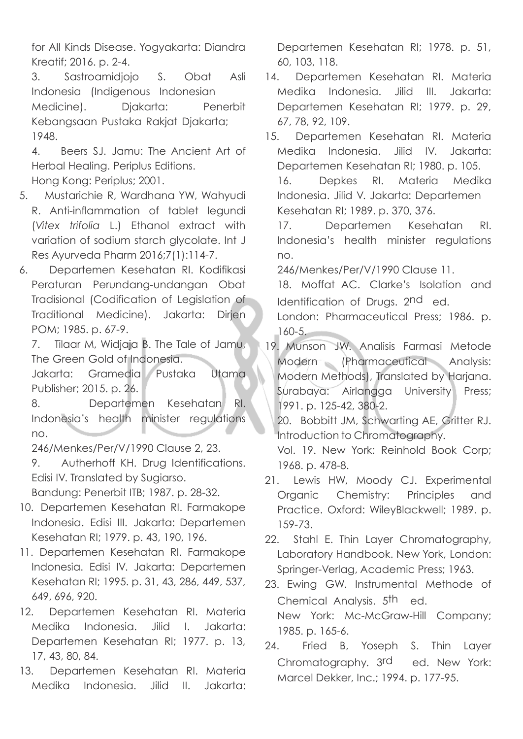for All Kinds Disease. Yogyakarta: Diandra Kreatif; 2016. p. 2-4.

3. Sastroamidjojo S. Obat Asli Indonesia (Indigenous Indonesian Medicine). Djakarta: Penerbit Kebangsaan Pustaka Rakjat Djakarta; 1948.

4. Beers SJ. Jamu: The Ancient Art of Herbal Healing. Periplus Editions. Hong Kong: Periplus; 2001.

5. Mustarichie R, Wardhana YW, Wahyudi R. Anti-inflammation of tablet legundi (*Vitex trifolia* L.) Ethanol extract with variation of sodium starch glycolate. Int J Res Ayurveda Pharm 2016;7(1):114-7.

6. Departemen Kesehatan RI. Kodifikasi Peraturan Perundang-undangan Obat Tradisional (Codification of Legislation of Traditional Medicine). Jakarta: Dirjen POM; 1985. p. 67-9.

7. Tilaar M, Widjaja B. The Tale of Jamu, The Green Gold of Indonesia. Jakarta: Gramedia Pustaka Utama Publisher; 2015. p. 26.

8. Departemen Kesehatan RI. Indonesia's health minister regulations no. 246/Menkes/Per/V/1990 Clause 2, 23.

9. Autherhoff KH. Drug Identifications. Edisi IV. Translated by Sugiarso. Bandung: Penerbit ITB; 1987. p. 28-32.

10. Departemen Kesehatan RI. Farmakope Indonesia. Edisi III. Jakarta: Departemen Kesehatan RI; 1979. p. 43, 190, 196.

11. Departemen Kesehatan RI. Farmakope Indonesia. Edisi IV. Jakarta: Departemen Kesehatan RI; 1995. p. 31, 43, 286, 449, 537, 649, 696, 920.

12. Departemen Kesehatan RI. Materia Medika Indonesia. Jilid I. Jakarta: Departemen Kesehatan RI; 1977. p. 13, 17, 43, 80, 84.

13. Departemen Kesehatan RI. Materia Medika Indonesia. Jilid II. Jakarta: Departemen Kesehatan RI; 1978. p. 51, 60, 103, 118.

14. Departemen Kesehatan RI. Materia Medika Indonesia. Jilid III. Jakarta: Departemen Kesehatan RI; 1979. p. 29, 67, 78, 92, 109.

15. Departemen Kesehatan RI. Materia Medika Indonesia. Jilid IV. Jakarta: Departemen Kesehatan RI; 1980. p. 105.

16. Depkes RI. Materia Medika Indonesia. Jilid V. Jakarta: Departemen Kesehatan RI; 1989. p. 370, 376.

17. Departemen Kesehatan RI. Indonesia's health minister regulations no. 246/Menkes/Per/V/1990 Clause 11.

18. Moffat AC. Clarke's Isolation and Identification of Drugs. 2nd ed. London: Pharmaceutical Press; 1986. p. 160-5.

19. Munson JW. Analisis Farmasi Metode Modern (Pharmaceutical Analysis: Modern Methods), Translated by Harjana. Surabaya: Airlangga University Press; 1991. p. 125-42, 380-2.

20. Bobbitt JM, Schwarting AE, Gritter RJ. Introduction to Chromatography. Vol. 19. New York: Reinhold Book Corp; 1968. p. 478-8.

21. Lewis HW, Moody CJ. Experimental Organic Chemistry: Principles and Practice. Oxford: WileyBlackwell; 1989. p. 159-73.

22. Stahl E. Thin Layer Chromatography, Laboratory Handbook. New York, London: Springer-Verlag, Academic Press; 1963.

23. Ewing GW. Instrumental Methode of Chemical Analysis. 5th ed. New York: Mc-McGraw-Hill Company; 1985. p. 165-6.

24. Fried B, Yoseph S. Thin Layer Chromatography. 3rd ed. New York: Marcel Dekker, Inc.; 1994. p. 177-95.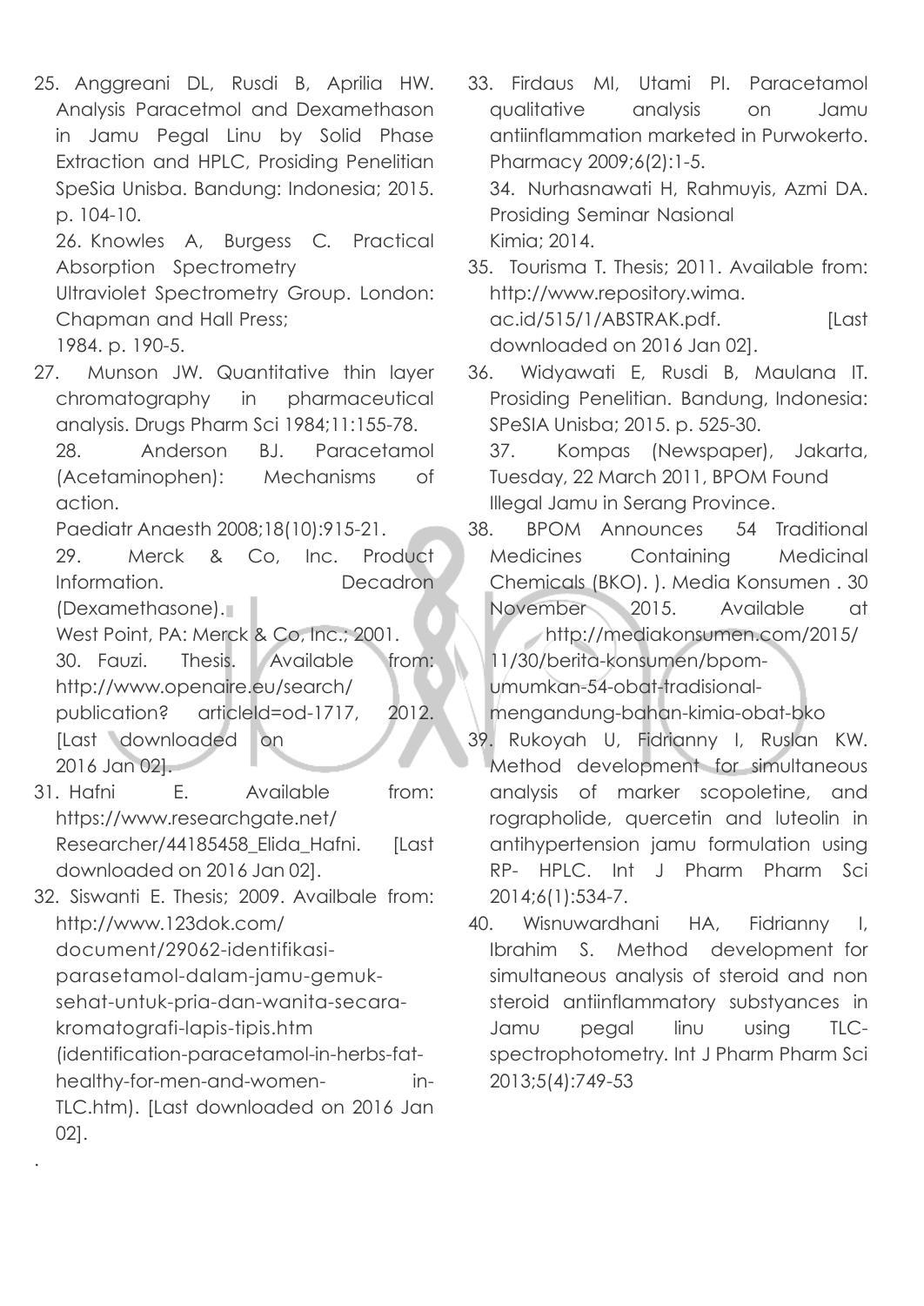25. Anggreani DL, Rusdi B, Aprilia HW. Analysis Paracetmol and Dexamethason in Jamu Pegal Linu by Solid Phase Extraction and HPLC, Prosiding Penelitian SpeSia Unisba. Bandung: Indonesia; 2015. p. 104-10.

26. Knowles A, Burgess C. Practical Absorption Spectrometry Ultraviolet Spectrometry Group. London: Chapman and Hall Press; 1984. p. 190-5.

27. Munson JW. Quantitative thin layer chromatography in pharmaceutical analysis. Drugs Pharm Sci 1984;11:155-78.

28. Anderson BJ. Paracetamol (Acetaminophen): Mechanisms of action. Paediatr Anaesth 2008;18(10):915-21.

29. Merck & Co, Inc. Product Information. Decadron (Dexamethasone). West Point, PA: Merck & Co, Inc.; 2001.

30. Fauzi. Thesis. Available from: http://www.openaire.eu/search/publication? articleId=od-1717, 2012. [Last downloaded on 2016 Jan 02].

31. Hafni E. Available from: https://www.researchgate.net/Researcher/44185458_Elida_Hafni. [Last downloaded on 2016 Jan 02].

32. Siswanti E. Thesis; 2009. Availbale from: http://www.123dok.com/document/29062-identifikasi-parasetamol-dalam-jamu-gemuk-sehat-untuk-pria-dan-wanita-secara-kromatografi-lapis-tipis.htm (identification-paracetamol-in-herbs-fat-healthy-for-men-and-women-in-TLC.htm). [Last downloaded on 2016 Jan 02].

33. Firdaus MI, Utami PI. Paracetamol qualitative analysis on Jamu antiinflammation marketed in Purwokerto. Pharmacy 2009;6(2):1-5.

34. Nurhasnawati H, Rahmuyis, Azmi DA. Prosiding Seminar Nasional Kimia; 2014.

35. Tourisma T. Thesis; 2011. Available from: http://www.repository.wima.ac.id/515/1/ABSTRAK.pdf. [Last downloaded on 2016 Jan 02].

36. Widyawati E, Rusdi B, Maulana IT. Prosiding Penelitian. Bandung, Indonesia: SPeSIA Unisba; 2015. p. 525-30.

37. Kompas (Newspaper), Jakarta, Tuesday, 22 March 2011, BPOM Found Illegal Jamu in Serang Province.

38. BPOM Announces 54 Traditional Medicines Containing Medicinal Chemicals (BKO). ). Media Konsumen . 30 November 2015. Available at http://mediakonsumen.com/2015/11/30/berita-konsumen/bpom-umumkan-54-obat-tradisional-mengandung-bahan-kimia-obat-bko

39. Rukoyah U, Fidrianny I, Ruslan KW. Method development for simultaneous analysis of marker scopoletine, and rographolide, quercetin and luteolin in antihypertension jamu formulation using RP- HPLC. Int J Pharm Pharm Sci 2014;6(1):534-7.

40. Wisnuwardhani HA, Fidrianny I, Ibrahim S. Method development for simultaneous analysis of steroid and non steroid antiinflammatory substyances in Jamu pegal linu using TLC-spectrophotometry. Int J Pharm Pharm Sci 2013;5(4):749-53